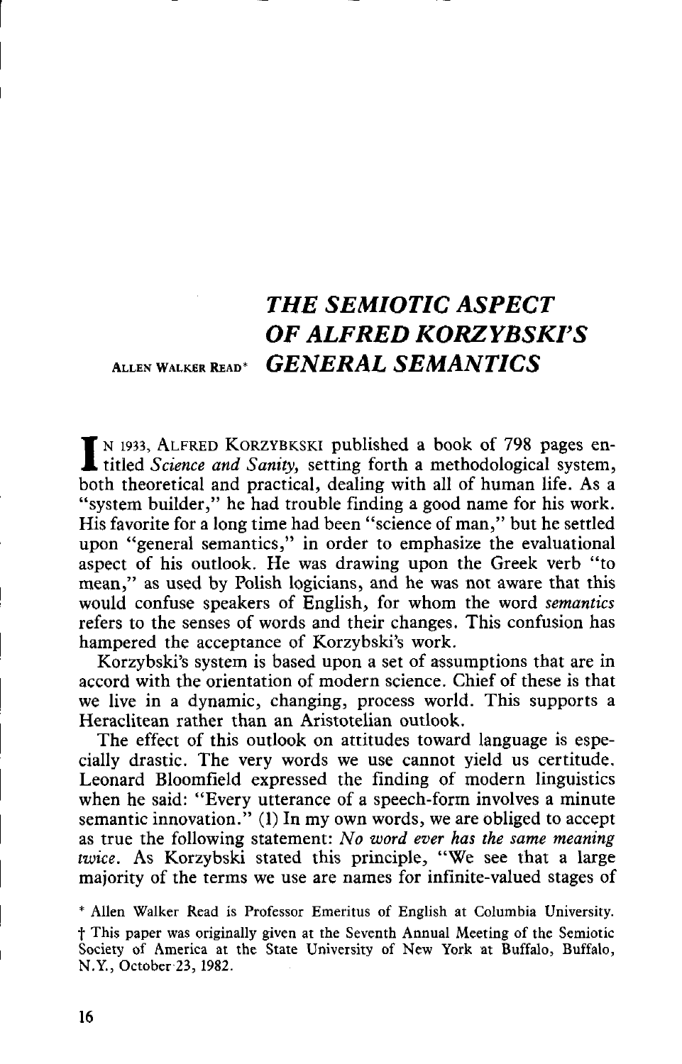# THE SEMIOTIC ASPECT OF ALFRED KORZYBSKI'S GENERAL SEMANTICS

ALLEN WALKER READ*

In 1933, Alfred Korzybkski published a book of 798 pages entitled *Science and Sanity,* setting forth a methodological system, both theoretical and practical, dealing with all of human life. As a "system builder," he had trouble finding a good name for his work. His favorite for a long time had been "science of man," but he settled upon "general semantics," in order to emphasize the evaluational aspect of his outlook. He was drawing upon the Greek verb "to mean," as used by Polish logicians, and he was not aware that this would confuse speakers of English, for whom the word *semantics* refers to the senses of words and their changes. This confusion has hampered the acceptance of Korzybski's work.

Korzybski's system is based upon a set of assumptions that are in accord with the orientation of modern science. Chief of these is that we live in a dynamic, changing, process world. This supports a Heraclitean rather than an Aristotelian outlook.

The effect of this outlook on attitudes toward language is especially drastic. The very words we use cannot yield us certitude. Leonard Bloomfield expressed the finding of modern linguistics when he said: "Every utterance of a speech-form involves a minute semantic innovation." (1) In my own words, we are obliged to accept as true the following statement: *No word ever has the same meaning twice*. As Korzybski stated this principle, "We see that a large majority of the terms we use are names for infinite-valued stages of

\* Allen Walker Read is Professor Emeritus of English at Columbia University.

† This paper was originally given at the Seventh Annual Meeting of the Semiotic Society of America at the State University of New York at Buffalo, Buffalo, N.Y., October 23, 1982.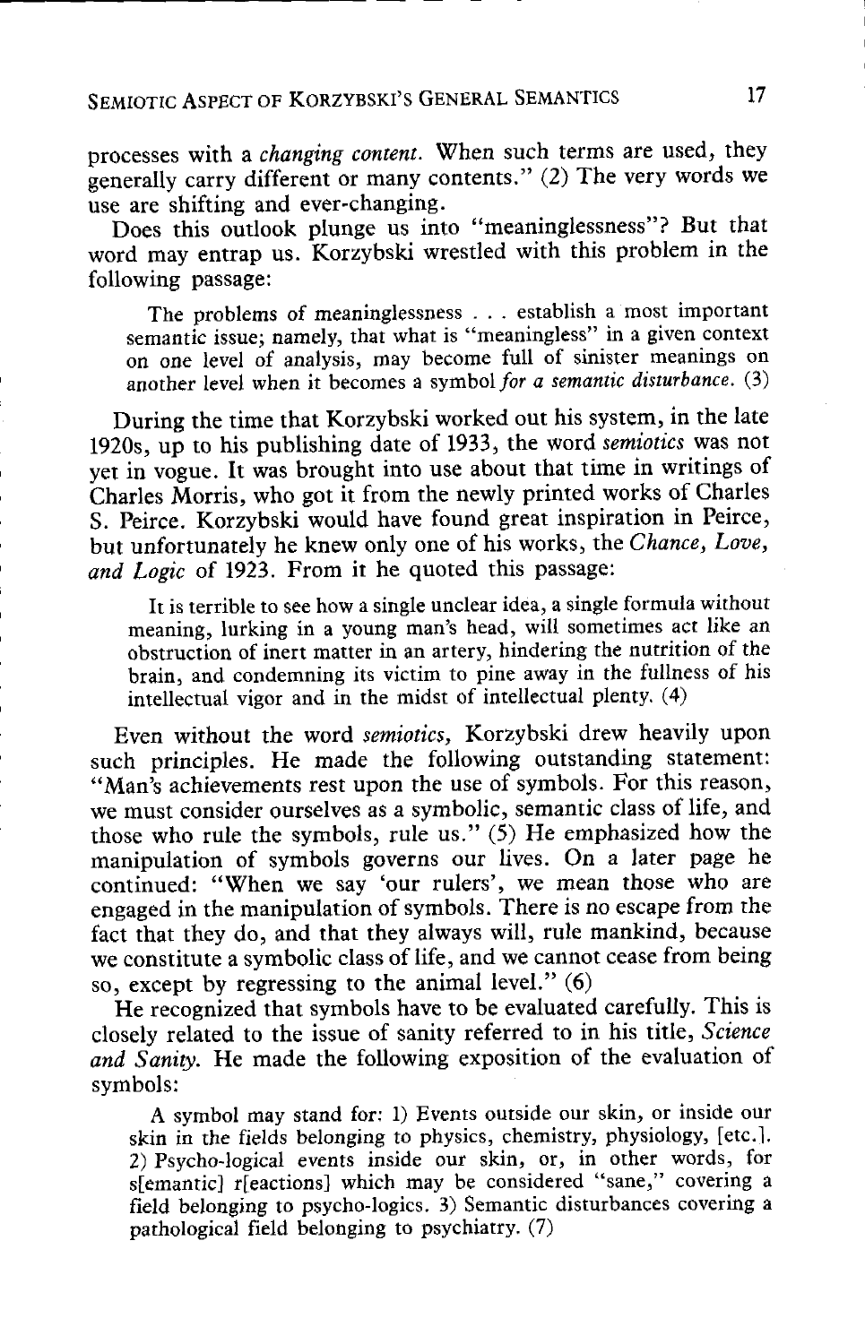processes with a *changing content*. When such terms are used, they generally carry different or many contents." (2) The very words we use are shifting and ever-changing.

Does this outlook plunge us into "meaninglessness"? But that word may entrap us. Korzybski wrestled with this problem in the following passage:

> The problems of meaninglessness . . . establish a most important semantic issue; namely, that what is "meaningless" in a given context on one level of analysis, may become full of sinister meanings on another level when it becomes a symbol *for a semantic disturbance*. (3)

During the time that Korzybski worked out his system, in the late 1920s, up to his publishing date of 1933, the word *semiotics* was not yet in vogue. It was brought into use about that time in writings of Charles Morris, who got it from the newly printed works of Charles S. Peirce. Korzybski would have found great inspiration in Peirce, but unfortunately he knew only one of his works, the *Chance, Love, and Logic* of 1923. From it he quoted this passage:

> It is terrible to see how a single unclear idea, a single formula without meaning, lurking in a young man's head, will sometimes act like an obstruction of inert matter in an artery, hindering the nutrition of the brain, and condemning its victim to pine away in the fullness of his intellectual vigor and in the midst of intellectual plenty. (4)

Even without the word *semiotics*, Korzybski drew heavily upon such principles. He made the following outstanding statement: "Man's achievements rest upon the use of symbols. For this reason, we must consider ourselves as a symbolic, semantic class of life, and those who rule the symbols, rule us." (5) He emphasized how the manipulation of symbols governs our lives. On a later page he continued: "When we say 'our rulers', we mean those who are engaged in the manipulation of symbols. There is no escape from the fact that they do, and that they always will, rule mankind, because we constitute a symbolic class of life, and we cannot cease from being so, except by regressing to the animal level." (6)

He recognized that symbols have to be evaluated carefully. This is closely related to the issue of sanity referred to in his title, *Science and Sanity*. He made the following exposition of the evaluation of symbols:

> A symbol may stand for: 1) Events outside our skin, or inside our skin in the fields belonging to physics, chemistry, physiology, [etc.]. 2) Psycho-logical events inside our skin, or, in other words, for s[emantic] r[eactions] which may be considered "sane," covering a field belonging to psycho-logics. 3) Semantic disturbances covering a pathological field belonging to psychiatry. (7)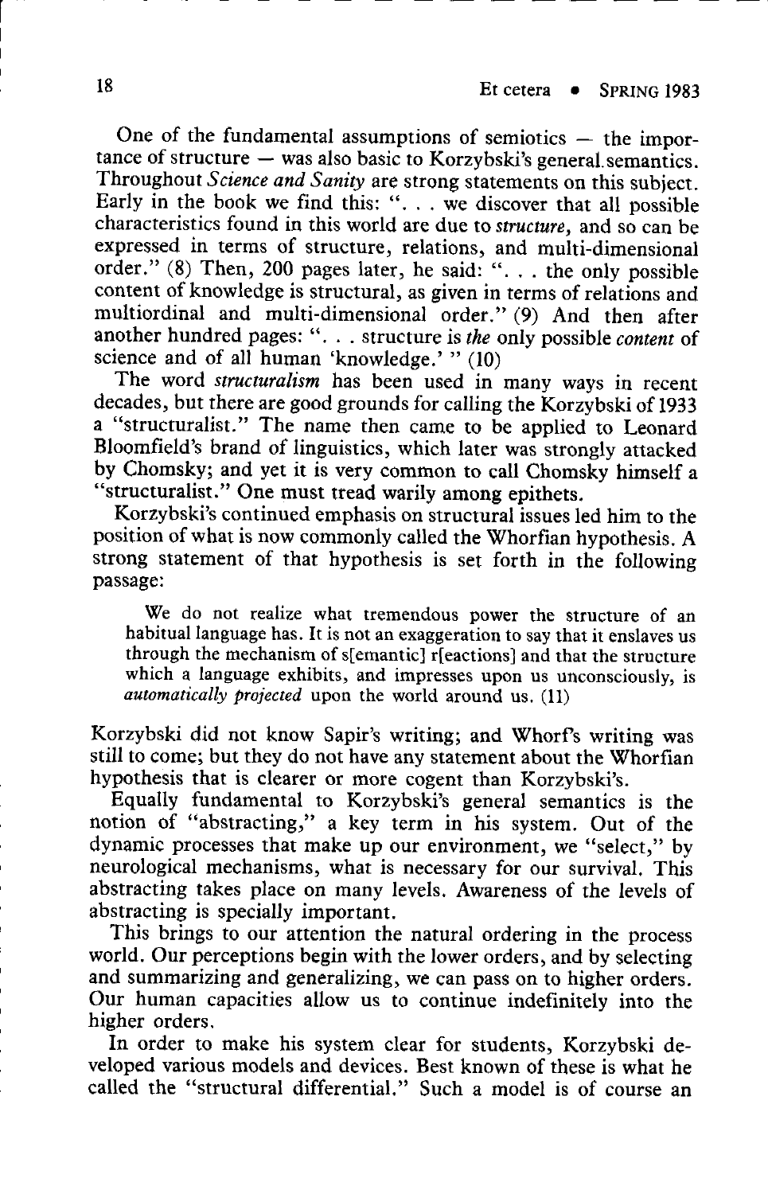One of the fundamental assumptions of semiotics — the importance of structure — was also basic to Korzybski's general semantics. Throughout *Science and Sanity* are strong statements on this subject. Early in the book we find this: ". . . we discover that all possible characteristics found in this world are due to *structure*, and so can be expressed in terms of structure, relations, and multi-dimensional order." (8) Then, 200 pages later, he said: ". . . the only possible content of knowledge is structural, as given in terms of relations and multiordinal and multi-dimensional order." (9) And then after another hundred pages: ". . . structure is *the* only possible *content* of science and of all human 'knowledge.' " (10)

The word *structuralism* has been used in many ways in recent decades, but there are good grounds for calling the Korzybski of 1933 a "structuralist." The name then came to be applied to Leonard Bloomfield's brand of linguistics, which later was strongly attacked by Chomsky; and yet it is very common to call Chomsky himself a "structuralist." One must tread warily among epithets.

Korzybski's continued emphasis on structural issues led him to the position of what is now commonly called the Whorfian hypothesis. A strong statement of that hypothesis is set forth in the following passage:

> We do not realize what tremendous power the structure of an habitual language has. It is not an exaggeration to say that it enslaves us through the mechanism of s[emantic] r[eactions] and that the structure which a language exhibits, and impresses upon us unconsciously, is *automatically projected* upon the world around us. (11)

Korzybski did not know Sapir's writing; and Whorf's writing was still to come; but they do not have any statement about the Whorfian hypothesis that is clearer or more cogent than Korzybski's.

Equally fundamental to Korzybski's general semantics is the notion of "abstracting," a key term in his system. Out of the dynamic processes that make up our environment, we "select," by neurological mechanisms, what is necessary for our survival. This abstracting takes place on many levels. Awareness of the levels of abstracting is specially important.

This brings to our attention the natural ordering in the process world. Our perceptions begin with the lower orders, and by selecting and summarizing and generalizing, we can pass on to higher orders. Our human capacities allow us to continue indefinitely into the higher orders.

In order to make his system clear for students, Korzybski developed various models and devices. Best known of these is what he called the "structural differential." Such a model is of course an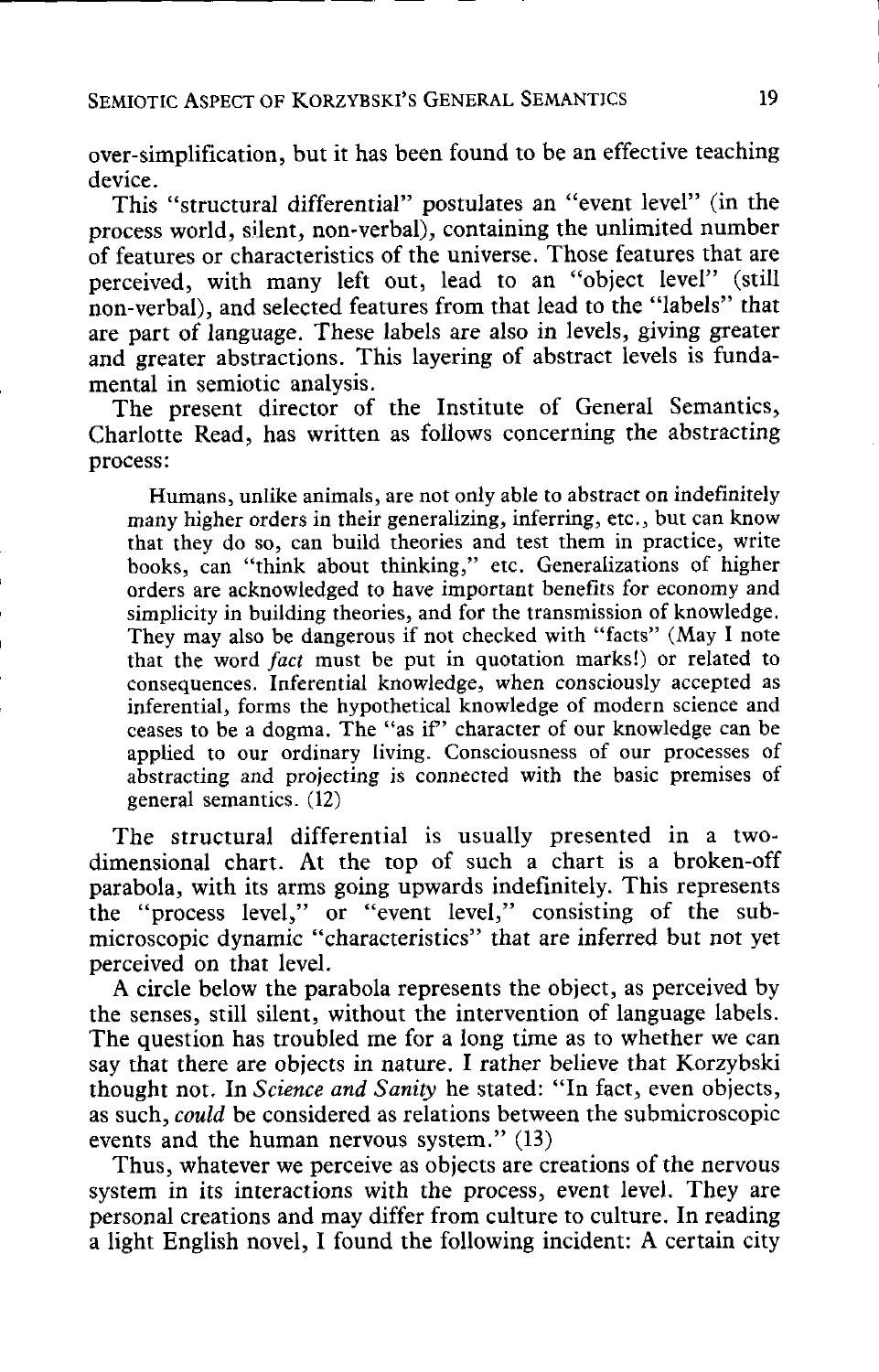over-simplification, but it has been found to be an effective teaching device.

This "structural differential" postulates an "event level" (in the process world, silent, non-verbal), containing the unlimited number of features or characteristics of the universe. Those features that are perceived, with many left out, lead to an "object level" (still non-verbal), and selected features from that lead to the "labels" that are part of language. These labels are also in levels, giving greater and greater abstractions. This layering of abstract levels is fundamental in semiotic analysis.

The present director of the Institute of General Semantics, Charlotte Read, has written as follows concerning the abstracting process:

> Humans, unlike animals, are not only able to abstract on indefinitely many higher orders in their generalizing, inferring, etc., but can know that they do so, can build theories and test them in practice, write books, can "think about thinking," etc. Generalizations of higher orders are acknowledged to have important benefits for economy and simplicity in building theories, and for the transmission of knowledge. They may also be dangerous if not checked with "facts" (May I note that the word *fact* must be put in quotation marks!) or related to consequences. Inferential knowledge, when consciously accepted as inferential, forms the hypothetical knowledge of modern science and ceases to be a dogma. The "as if" character of our knowledge can be applied to our ordinary living. Consciousness of our processes of abstracting and projecting is connected with the basic premises of general semantics. (12)

The structural differential is usually presented in a two-dimensional chart. At the top of such a chart is a broken-off parabola, with its arms going upwards indefinitely. This represents the "process level," or "event level," consisting of the submicroscopic dynamic "characteristics" that are inferred but not yet perceived on that level.

A circle below the parabola represents the object, as perceived by the senses, still silent, without the intervention of language labels. The question has troubled me for a long time as to whether we can say that there are objects in nature. I rather believe that Korzybski thought not. In *Science and Sanity* he stated: "In fact, even objects, as such, *could* be considered as relations between the submicroscopic events and the human nervous system." (13)

Thus, whatever we perceive as objects are creations of the nervous system in its interactions with the process, event level. They are personal creations and may differ from culture to culture. In reading a light English novel, I found the following incident: A certain city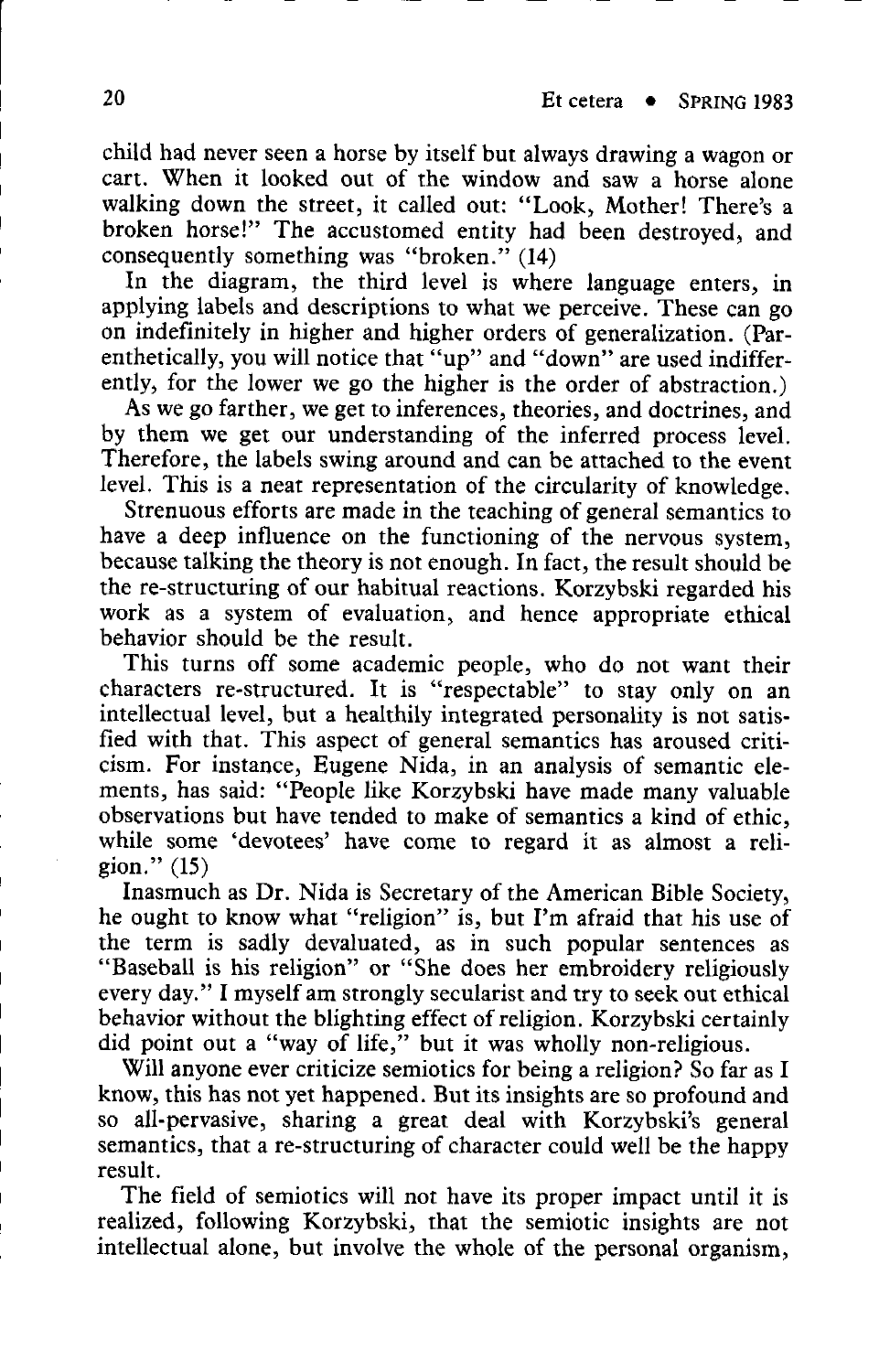child had never seen a horse by itself but always drawing a wagon or cart. When it looked out of the window and saw a horse alone walking down the street, it called out: "Look, Mother! There's a broken horse!" The accustomed entity had been destroyed, and consequently something was "broken." (14)

In the diagram, the third level is where language enters, in applying labels and descriptions to what we perceive. These can go on indefinitely in higher and higher orders of generalization. (Parenthetically, you will notice that "up" and "down" are used indifferently, for the lower we go the higher is the order of abstraction.)

As we go farther, we get to inferences, theories, and doctrines, and by them we get our understanding of the inferred process level. Therefore, the labels swing around and can be attached to the event level. This is a neat representation of the circularity of knowledge.

Strenuous efforts are made in the teaching of general semantics to have a deep influence on the functioning of the nervous system, because talking the theory is not enough. In fact, the result should be the re-structuring of our habitual reactions. Korzybski regarded his work as a system of evaluation, and hence appropriate ethical behavior should be the result.

This turns off some academic people, who do not want their characters re-structured. It is "respectable" to stay only on an intellectual level, but a healthily integrated personality is not satisfied with that. This aspect of general semantics has aroused criticism. For instance, Eugene Nida, in an analysis of semantic elements, has said: "People like Korzybski have made many valuable observations but have tended to make of semantics a kind of ethic, while some 'devotees' have come to regard it as almost a religion." (15)

Inasmuch as Dr. Nida is Secretary of the American Bible Society, he ought to know what "religion" is, but I'm afraid that his use of the term is sadly devaluated, as in such popular sentences as "Baseball is his religion" or "She does her embroidery religiously every day." I myself am strongly secularist and try to seek out ethical behavior without the blighting effect of religion. Korzybski certainly did point out a "way of life," but it was wholly non-religious.

Will anyone ever criticize semiotics for being a religion? So far as I know, this has not yet happened. But its insights are so profound and so all-pervasive, sharing a great deal with Korzybski's general semantics, that a re-structuring of character could well be the happy result.

The field of semiotics will not have its proper impact until it is realized, following Korzybski, that the semiotic insights are not intellectual alone, but involve the whole of the personal organism,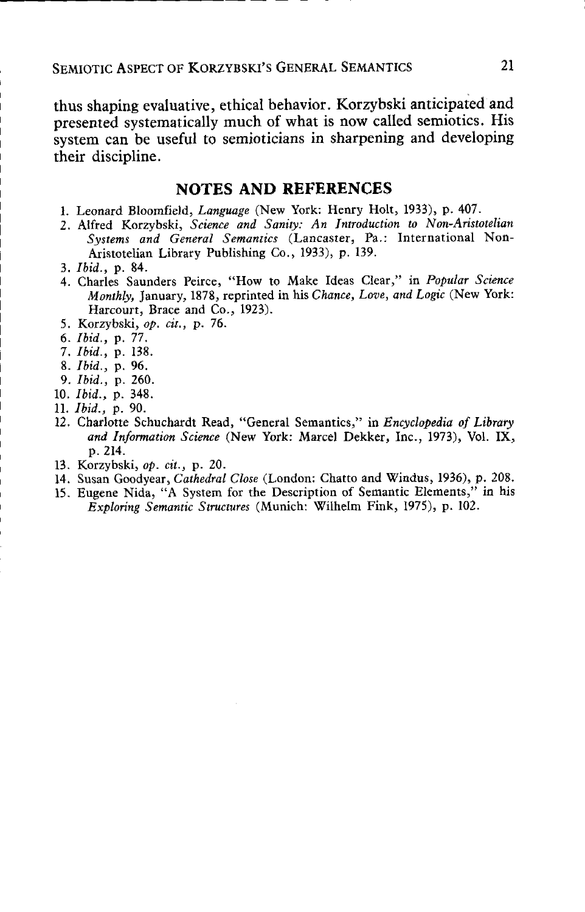thus shaping evaluative, ethical behavior. Korzybski anticipated and presented systematically much of what is now called semiotics. His system can be useful to semioticians in sharpening and developing their discipline.

## NOTES AND REFERENCES

1. Leonard Bloomfield, *Language* (New York: Henry Holt, 1933), p. 407.
2. Alfred Korzybski, *Science and Sanity: An Introduction to Non-Aristotelian Systems and General Semantics* (Lancaster, Pa.: International Non-Aristotelian Library Publishing Co., 1933), p. 139.
3. *Ibid.*, p. 84.
4. Charles Saunders Peirce, "How to Make Ideas Clear," in *Popular Science Monthly*, January, 1878, reprinted in his *Chance, Love, and Logic* (New York: Harcourt, Brace and Co., 1923).
5. Korzybski, *op. cit.*, p. 76.
6. *Ibid.*, p. 77.
7. *Ibid.*, p. 138.
8. *Ibid.*, p. 96.
9. *Ibid.*, p. 260.
10. *Ibid.*, p. 348.
11. *Ibid.*, p. 90.
12. Charlotte Schuchardt Read, "General Semantics," in *Encyclopedia of Library and Information Science* (New York: Marcel Dekker, Inc., 1973), Vol. IX, p. 214.
13. Korzybski, *op. cit.*, p. 20.
14. Susan Goodyear, *Cathedral Close* (London: Chatto and Windus, 1936), p. 208.
15. Eugene Nida, "A System for the Description of Semantic Elements," in his *Exploring Semantic Structures* (Munich: Wilhelm Fink, 1975), p. 102.